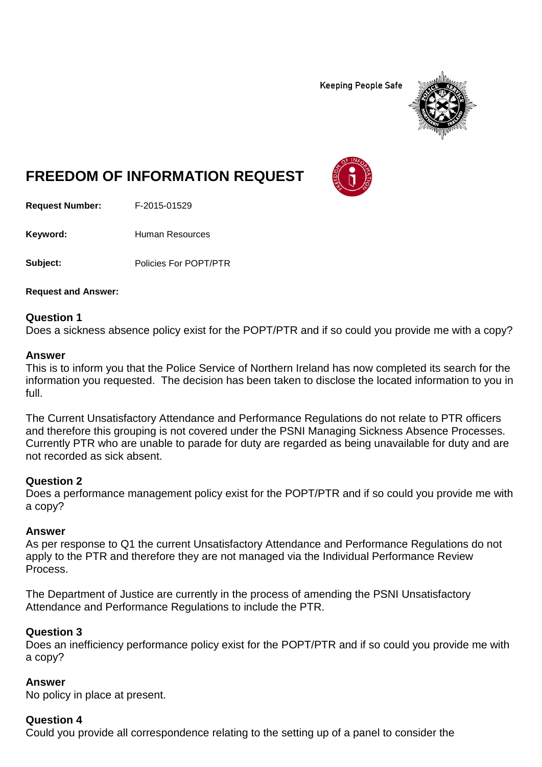Keeping People Safe

# FREEDOM OF INFORMATION REQUEST

**Request Number:** F-2015-01529

**Keyword:** Human Resources

**Subject:** Policies For POPT/PTR

**Request and Answer:**

**Question 1**
Does a sickness absence policy exist for the POPT/PTR and if so could you provide me with a copy?

**Answer**
This is to inform you that the Police Service of Northern Ireland has now completed its search for the information you requested. The decision has been taken to disclose the located information to you in full.

The Current Unsatisfactory Attendance and Performance Regulations do not relate to PTR officers and therefore this grouping is not covered under the PSNI Managing Sickness Absence Processes. Currently PTR who are unable to parade for duty are regarded as being unavailable for duty and are not recorded as sick absent.

**Question 2**
Does a performance management policy exist for the POPT/PTR and if so could you provide me with a copy?

**Answer**
As per response to Q1 the current Unsatisfactory Attendance and Performance Regulations do not apply to the PTR and therefore they are not managed via the Individual Performance Review Process.

The Department of Justice are currently in the process of amending the PSNI Unsatisfactory Attendance and Performance Regulations to include the PTR.

**Question 3**
Does an inefficiency performance policy exist for the POPT/PTR and if so could you provide me with a copy?

**Answer**
No policy in place at present.

**Question 4**
Could you provide all correspondence relating to the setting up of a panel to consider the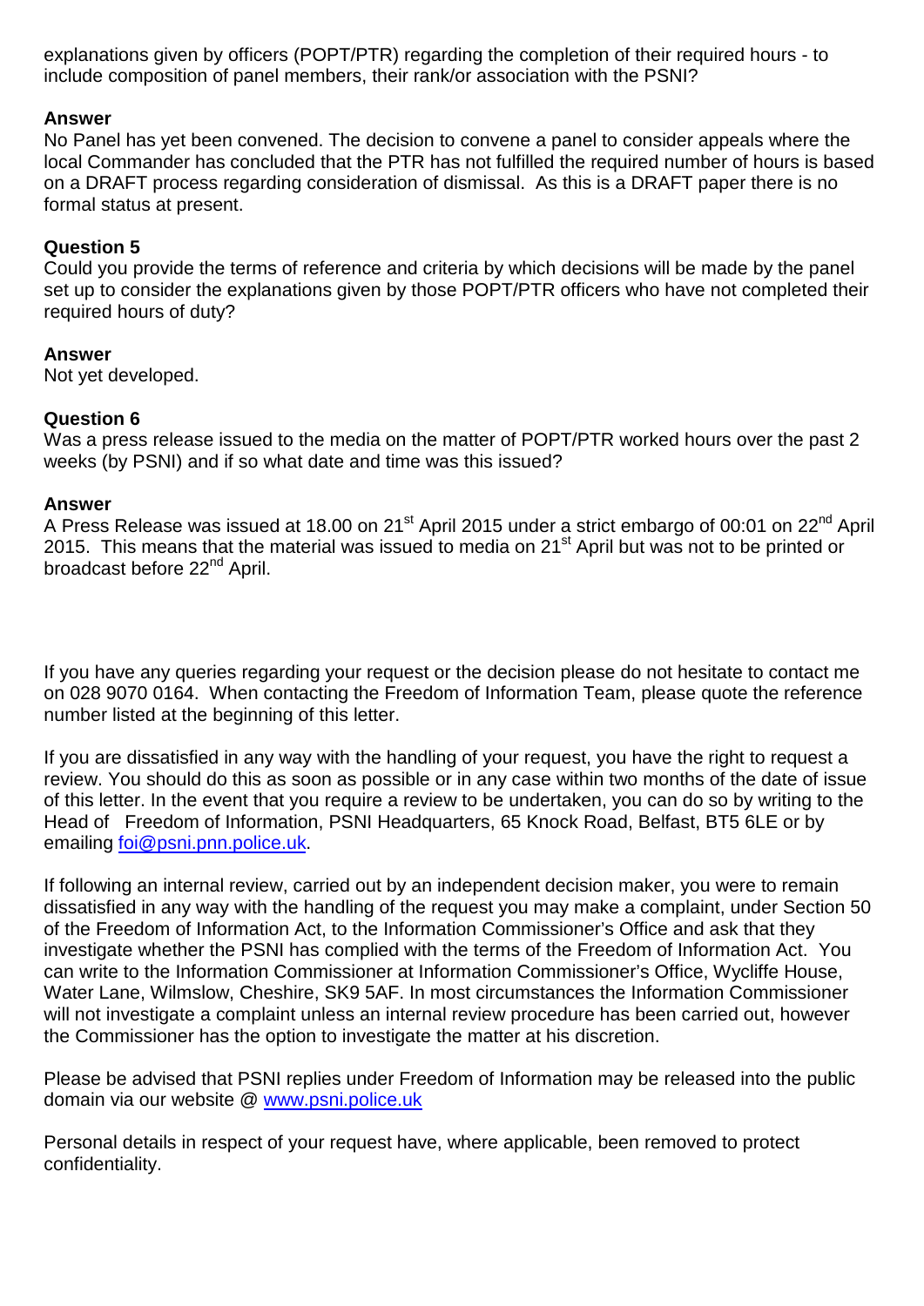explanations given by officers (POPT/PTR) regarding the completion of their required hours - to include composition of panel members, their rank/or association with the PSNI?

**Answer**

No Panel has yet been convened. The decision to convene a panel to consider appeals where the local Commander has concluded that the PTR has not fulfilled the required number of hours is based on a DRAFT process regarding consideration of dismissal. As this is a DRAFT paper there is no formal status at present.

**Question 5**

Could you provide the terms of reference and criteria by which decisions will be made by the panel set up to consider the explanations given by those POPT/PTR officers who have not completed their required hours of duty?

**Answer**

Not yet developed.

**Question 6**

Was a press release issued to the media on the matter of POPT/PTR worked hours over the past 2 weeks (by PSNI) and if so what date and time was this issued?

**Answer**

A Press Release was issued at 18.00 on 21st April 2015 under a strict embargo of 00:01 on 22nd April 2015. This means that the material was issued to media on 21st April but was not to be printed or broadcast before 22nd April.

If you have any queries regarding your request or the decision please do not hesitate to contact me on 028 9070 0164. When contacting the Freedom of Information Team, please quote the reference number listed at the beginning of this letter.

If you are dissatisfied in any way with the handling of your request, you have the right to request a review. You should do this as soon as possible or in any case within two months of the date of issue of this letter. In the event that you require a review to be undertaken, you can do so by writing to the Head of Freedom of Information, PSNI Headquarters, 65 Knock Road, Belfast, BT5 6LE or by emailing foi@psni.pnn.police.uk.

If following an internal review, carried out by an independent decision maker, you were to remain dissatisfied in any way with the handling of the request you may make a complaint, under Section 50 of the Freedom of Information Act, to the Information Commissioner's Office and ask that they investigate whether the PSNI has complied with the terms of the Freedom of Information Act. You can write to the Information Commissioner at Information Commissioner's Office, Wycliffe House, Water Lane, Wilmslow, Cheshire, SK9 5AF. In most circumstances the Information Commissioner will not investigate a complaint unless an internal review procedure has been carried out, however the Commissioner has the option to investigate the matter at his discretion.

Please be advised that PSNI replies under Freedom of Information may be released into the public domain via our website @ www.psni.police.uk

Personal details in respect of your request have, where applicable, been removed to protect confidentiality.